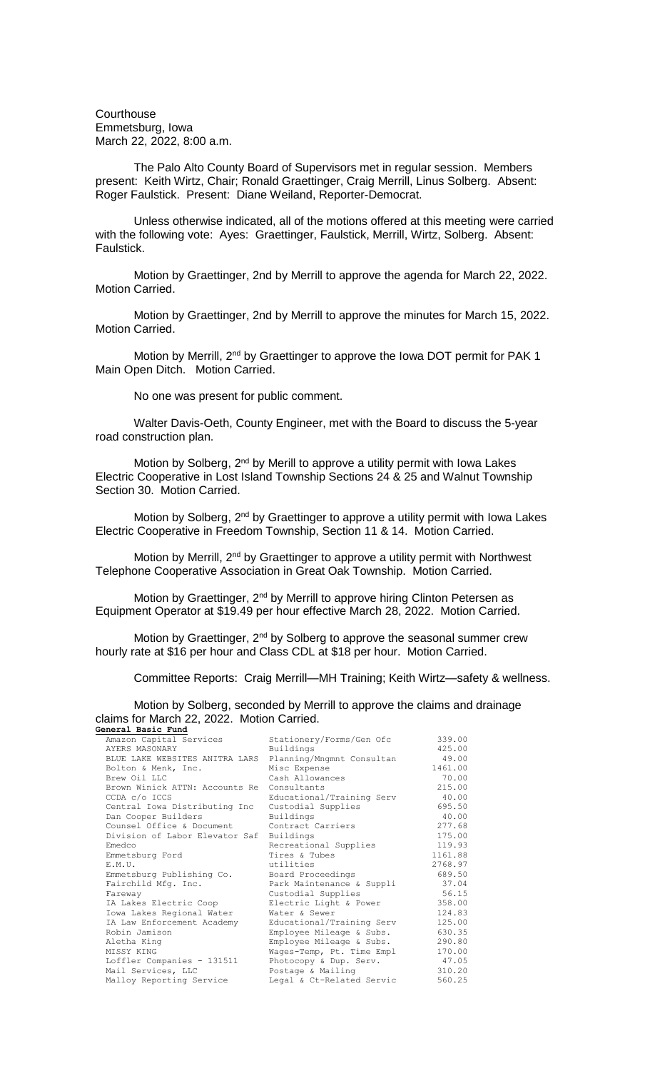Courthouse
Emmetsburg, Iowa
March 22, 2022, 8:00 a.m.

The Palo Alto County Board of Supervisors met in regular session. Members present: Keith Wirtz, Chair; Ronald Graettinger, Craig Merrill, Linus Solberg. Absent: Roger Faulstick. Present: Diane Weiland, Reporter-Democrat.

Unless otherwise indicated, all of the motions offered at this meeting were carried with the following vote: Ayes: Graettinger, Faulstick, Merrill, Wirtz, Solberg. Absent: Faulstick.

Motion by Graettinger, 2nd by Merrill to approve the agenda for March 22, 2022. Motion Carried.

Motion by Graettinger, 2nd by Merrill to approve the minutes for March 15, 2022. Motion Carried.

Motion by Merrill, 2nd by Graettinger to approve the Iowa DOT permit for PAK 1 Main Open Ditch. Motion Carried.

No one was present for public comment.

Walter Davis-Oeth, County Engineer, met with the Board to discuss the 5-year road construction plan.

Motion by Solberg, 2nd by Merill to approve a utility permit with Iowa Lakes Electric Cooperative in Lost Island Township Sections 24 & 25 and Walnut Township Section 30. Motion Carried.

Motion by Solberg, 2nd by Graettinger to approve a utility permit with Iowa Lakes Electric Cooperative in Freedom Township, Section 11 & 14. Motion Carried.

Motion by Merrill, 2nd by Graettinger to approve a utility permit with Northwest Telephone Cooperative Association in Great Oak Township. Motion Carried.

Motion by Graettinger, 2nd by Merrill to approve hiring Clinton Petersen as Equipment Operator at $19.49 per hour effective March 28, 2022. Motion Carried.

Motion by Graettinger, 2nd by Solberg to approve the seasonal summer crew hourly rate at $16 per hour and Class CDL at $18 per hour. Motion Carried.

Committee Reports: Craig Merrill—MH Training; Keith Wirtz—safety & wellness.

Motion by Solberg, seconded by Merrill to approve the claims and drainage claims for March 22, 2022. Motion Carried.

**General Basic Fund**

| | | |
|---|---|---|
| Amazon Capital Services | Stationery/Forms/Gen Ofc | 339.00 |
| AYERS MASONARY | Buildings | 425.00 |
| BLUE LAKE WEBSITES ANITRA LARS | Planning/Mngmnt Consultan | 49.00 |
| Bolton & Menk, Inc. | Misc Expense | 1461.00 |
| Brew Oil LLC | Cash Allowances | 70.00 |
| Brown Winick ATTN: Accounts Re | Consultants | 215.00 |
| CCDA c/o ICCS | Educational/Training Serv | 40.00 |
| Central Iowa Distributing Inc | Custodial Supplies | 695.50 |
| Dan Cooper Builders | Buildings | 40.00 |
| Counsel Office & Document | Contract Carriers | 277.68 |
| Division of Labor Elevator Saf | Buildings | 175.00 |
| Emedco | Recreational Supplies | 119.93 |
| Emmetsburg Ford | Tires & Tubes | 1161.88 |
| E.M.U. | utilities | 2768.97 |
| Emmetsburg Publishing Co. | Board Proceedings | 689.50 |
| Fairchild Mfg. Inc. | Park Maintenance & Suppli | 37.04 |
| Fareway | Custodial Supplies | 56.15 |
| IA Lakes Electric Coop | Electric Light & Power | 358.00 |
| Iowa Lakes Regional Water | Water & Sewer | 124.83 |
| IA Law Enforcement Academy | Educational/Training Serv | 125.00 |
| Robin Jamison | Employee Mileage & Subs. | 630.35 |
| Aletha King | Employee Mileage & Subs. | 290.80 |
| MISSY KING | Wages-Temp, Pt. Time Empl | 170.00 |
| Loffler Companies - 131511 | Photocopy & Dup. Serv. | 47.05 |
| Mail Services, LLC | Postage & Mailing | 310.20 |
| Malloy Reporting Service | Legal & Ct-Related Servic | 560.25 |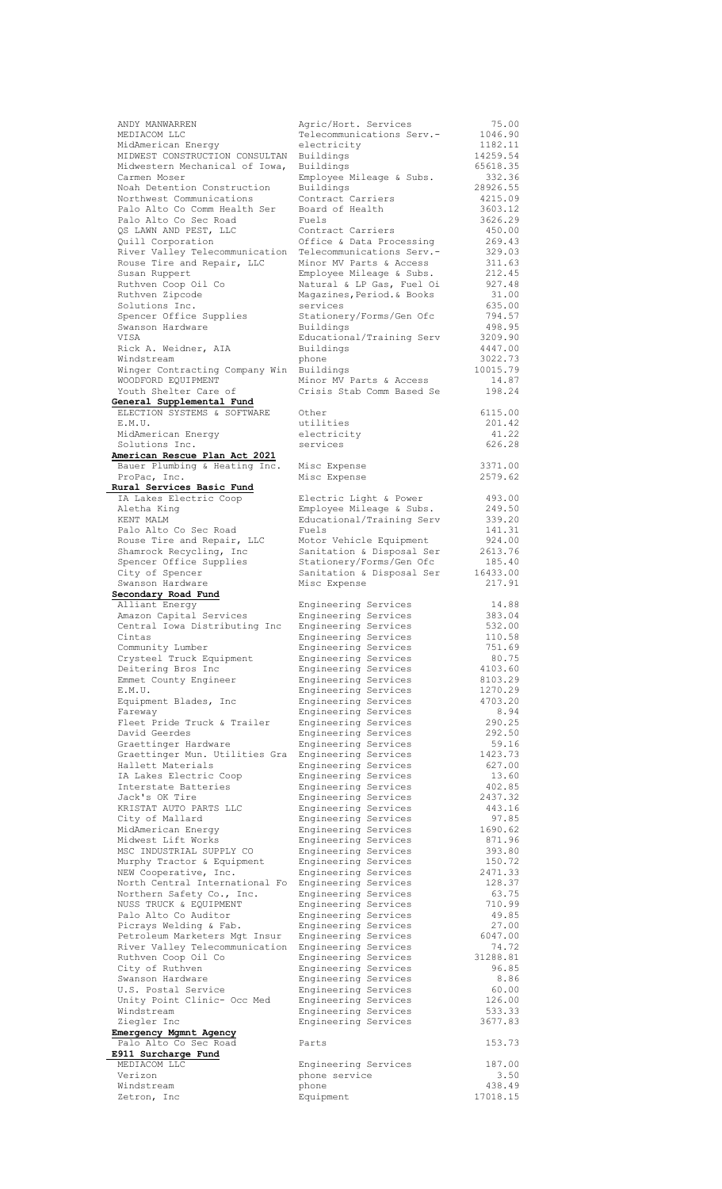| | | |
|---|---|---|
| ANDY MANWARREN | Agric/Hort. Services | 75.00 |
| MEDIACOM LLC | Telecommunications Serv.- | 1046.90 |
| MidAmerican Energy | electricity | 1182.11 |
| MIDWEST CONSTRUCTION CONSULTAN | Buildings | 14259.54 |
| Midwestern Mechanical of Iowa, | Buildings | 65618.35 |
| Carmen Moser | Employee Mileage & Subs. | 332.36 |
| Noah Detention Construction | Buildings | 28926.55 |
| Northwest Communications | Contract Carriers | 4215.09 |
| Palo Alto Co Comm Health Ser | Board of Health | 3603.12 |
| Palo Alto Co Sec Road | Fuels | 3626.29 |
| QS LAWN AND PEST, LLC | Contract Carriers | 450.00 |
| Quill Corporation | Office & Data Processing | 269.43 |
| River Valley Telecommunication | Telecommunications Serv.- | 329.03 |
| Rouse Tire and Repair, LLC | Minor MV Parts & Access | 311.63 |
| Susan Ruppert | Employee Mileage & Subs. | 212.45 |
| Ruthven Coop Oil Co | Natural & LP Gas, Fuel Oi | 927.48 |
| Ruthven Zipcode | Magazines,Period.& Books | 31.00 |
| Solutions Inc. | services | 635.00 |
| Spencer Office Supplies | Stationery/Forms/Gen Ofc | 794.57 |
| Swanson Hardware | Buildings | 498.95 |
| VISA | Educational/Training Serv | 3209.90 |
| Rick A. Weidner, AIA | Buildings | 4447.00 |
| Windstream | phone | 3022.73 |
| Winger Contracting Company Win | Buildings | 10015.79 |
| WOODFORD EQUIPMENT | Minor MV Parts & Access | 14.87 |
| Youth Shelter Care of | Crisis Stab Comm Based Se | 198.24 |
| **General Supplemental Fund** | | |
| ELECTION SYSTEMS & SOFTWARE | Other | 6115.00 |
| E.M.U. | utilities | 201.42 |
| MidAmerican Energy | electricity | 41.22 |
| Solutions Inc. | services | 626.28 |
| **American Rescue Plan Act 2021** | | |
| Bauer Plumbing & Heating Inc. | Misc Expense | 3371.00 |
| ProPac, Inc. | Misc Expense | 2579.62 |
| **Rural Services Basic Fund** | | |
| IA Lakes Electric Coop | Electric Light & Power | 493.00 |
| Aletha King | Employee Mileage & Subs. | 249.50 |
| KENT MALM | Educational/Training Serv | 339.20 |
| Palo Alto Co Sec Road | Fuels | 141.31 |
| Rouse Tire and Repair, LLC | Motor Vehicle Equipment | 924.00 |
| Shamrock Recycling, Inc | Sanitation & Disposal Ser | 2613.76 |
| Spencer Office Supplies | Stationery/Forms/Gen Ofc | 185.40 |
| City of Spencer | Sanitation & Disposal Ser | 16433.00 |
| Swanson Hardware | Misc Expense | 217.91 |
| **Secondary Road Fund** | | |
| Alliant Energy | Engineering Services | 14.88 |
| Amazon Capital Services | Engineering Services | 383.04 |
| Central Iowa Distributing Inc | Engineering Services | 532.00 |
| Cintas | Engineering Services | 110.58 |
| Community Lumber | Engineering Services | 751.69 |
| Crysteel Truck Equipment | Engineering Services | 80.75 |
| Deitering Bros Inc | Engineering Services | 4103.60 |
| Emmet County Engineer | Engineering Services | 8103.29 |
| E.M.U. | Engineering Services | 1270.29 |
| Equipment Blades, Inc | Engineering Services | 4703.20 |
| Fareway | Engineering Services | 8.94 |
| Fleet Pride Truck & Trailer | Engineering Services | 290.25 |
| David Geerdes | Engineering Services | 292.50 |
| Graettinger Hardware | Engineering Services | 59.16 |
| Graettinger Mun. Utilities Gra | Engineering Services | 1423.73 |
| Hallett Materials | Engineering Services | 627.00 |
| IA Lakes Electric Coop | Engineering Services | 13.60 |
| Interstate Batteries | Engineering Services | 402.85 |
| Jack's OK Tire | Engineering Services | 2437.32 |
| KRISTAT AUTO PARTS LLC | Engineering Services | 443.16 |
| City of Mallard | Engineering Services | 97.85 |
| MidAmerican Energy | Engineering Services | 1690.62 |
| Midwest Lift Works | Engineering Services | 871.96 |
| MSC INDUSTRIAL SUPPLY CO | Engineering Services | 393.80 |
| Murphy Tractor & Equipment | Engineering Services | 150.72 |
| NEW Cooperative, Inc. | Engineering Services | 2471.33 |
| North Central International Fo | Engineering Services | 128.37 |
| Northern Safety Co., Inc. | Engineering Services | 63.75 |
| NUSS TRUCK & EQUIPMENT | Engineering Services | 710.99 |
| Palo Alto Co Auditor | Engineering Services | 49.85 |
| Picrays Welding & Fab. | Engineering Services | 27.00 |
| Petroleum Marketers Mgt Insur | Engineering Services | 6047.00 |
| River Valley Telecommunication | Engineering Services | 74.72 |
| Ruthven Coop Oil Co | Engineering Services | 31288.81 |
| City of Ruthven | Engineering Services | 96.85 |
| Swanson Hardware | Engineering Services | 8.86 |
| U.S. Postal Service | Engineering Services | 60.00 |
| Unity Point Clinic- Occ Med | Engineering Services | 126.00 |
| Windstream | Engineering Services | 533.33 |
| Ziegler Inc | Engineering Services | 3677.83 |
| **Emergency Mgmnt Agency** | | |
| Palo Alto Co Sec Road | Parts | 153.73 |
| **E911 Surcharge Fund** | | |
| MEDIACOM LLC | Engineering Services | 187.00 |
| Verizon | phone service | 3.50 |
| Windstream | phone | 438.49 |
| Zetron, Inc | Equipment | 17018.15 |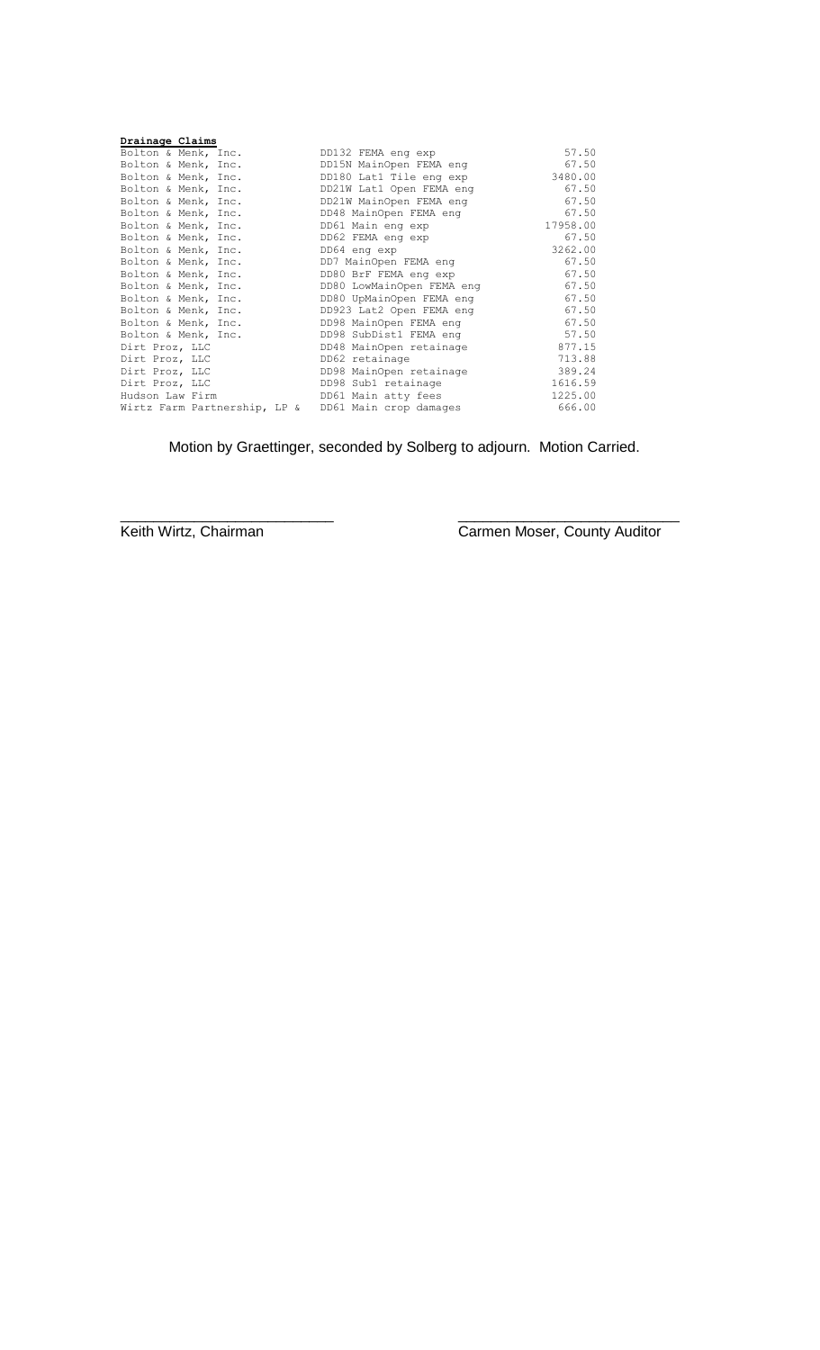**Drainage Claims**

| | | |
|---|---|---|
| Bolton & Menk, Inc. | DD132 FEMA eng exp | 57.50 |
| Bolton & Menk, Inc. | DD15N MainOpen FEMA eng | 67.50 |
| Bolton & Menk, Inc. | DD180 Lat1 Tile eng exp | 3480.00 |
| Bolton & Menk, Inc. | DD21W Lat1 Open FEMA eng | 67.50 |
| Bolton & Menk, Inc. | DD21W MainOpen FEMA eng | 67.50 |
| Bolton & Menk, Inc. | DD48 MainOpen FEMA eng | 67.50 |
| Bolton & Menk, Inc. | DD61 Main eng exp | 17958.00 |
| Bolton & Menk, Inc. | DD62 FEMA eng exp | 67.50 |
| Bolton & Menk, Inc. | DD64 eng exp | 3262.00 |
| Bolton & Menk, Inc. | DD7 MainOpen FEMA eng | 67.50 |
| Bolton & Menk, Inc. | DD80 BrF FEMA eng exp | 67.50 |
| Bolton & Menk, Inc. | DD80 LowMainOpen FEMA eng | 67.50 |
| Bolton & Menk, Inc. | DD80 UpMainOpen FEMA eng | 67.50 |
| Bolton & Menk, Inc. | DD923 Lat2 Open FEMA eng | 67.50 |
| Bolton & Menk, Inc. | DD98 MainOpen FEMA eng | 67.50 |
| Bolton & Menk, Inc. | DD98 SubDist1 FEMA eng | 57.50 |
| Dirt Proz, LLC | DD48 MainOpen retainage | 877.15 |
| Dirt Proz, LLC | DD62 retainage | 713.88 |
| Dirt Proz, LLC | DD98 MainOpen retainage | 389.24 |
| Dirt Proz, LLC | DD98 Sub1 retainage | 1616.59 |
| Hudson Law Firm | DD61 Main atty fees | 1225.00 |
| Wirtz Farm Partnership, LP & | DD61 Main crop damages | 666.00 |

Motion by Graettinger, seconded by Solberg to adjourn. Motion Carried.

\_\_\_\_\_\_\_\_\_\_\_\_\_\_\_\_\_\_\_\_\_\_\_\_\_\_ \_\_\_\_\_\_\_\_\_\_\_\_\_\_\_\_\_\_\_\_\_\_\_\_\_\_

Keith Wirtz, Chairman Carmen Moser, County Auditor